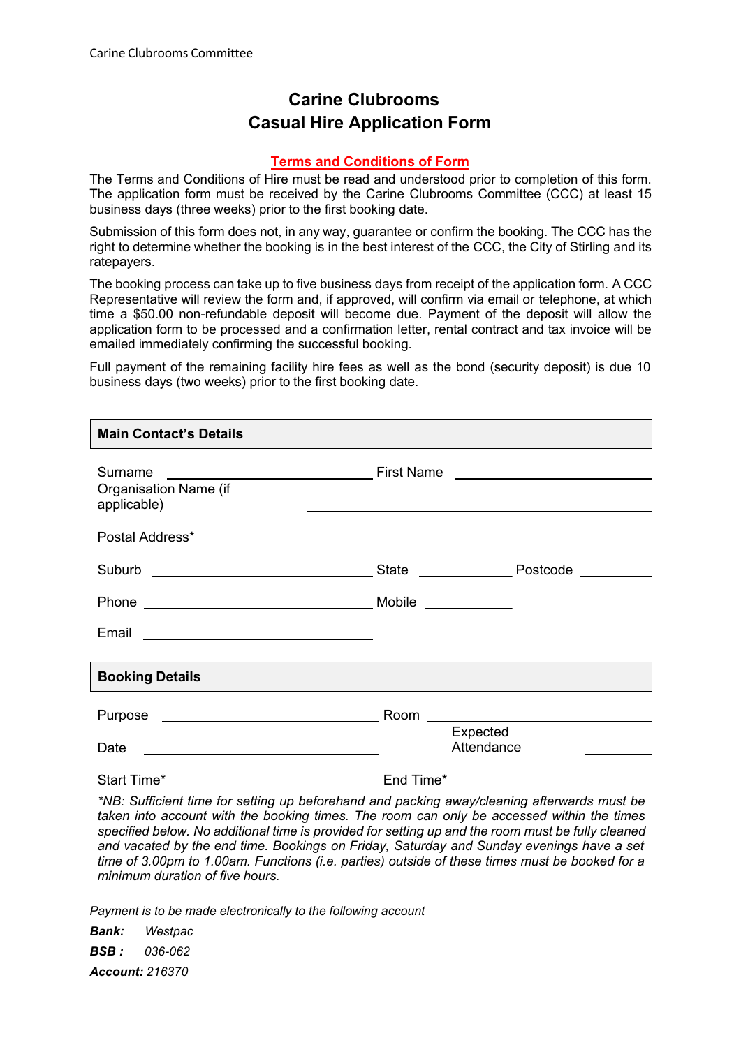# Carine Clubrooms
# Casual Hire Application Form

**Terms and Conditions of Form**

The Terms and Conditions of Hire must be read and understood prior to completion of this form. The application form must be received by the Carine Clubrooms Committee (CCC) at least 15 business days (three weeks) prior to the first booking date.

Submission of this form does not, in any way, guarantee or confirm the booking. The CCC has the right to determine whether the booking is in the best interest of the CCC, the City of Stirling and its ratepayers.

The booking process can take up to five business days from receipt of the application form. A CCC Representative will review the form and, if approved, will confirm via email or telephone, at which time a $50.00 non-refundable deposit will become due. Payment of the deposit will allow the application form to be processed and a confirmation letter, rental contract and tax invoice will be emailed immediately confirming the successful booking.

Full payment of the remaining facility hire fees as well as the bond (security deposit) is due 10 business days (two weeks) prior to the first booking date.

**Main Contact's Details**

Surname ____________________ First Name ____________________

Organisation Name (if applicable) ____________________

Postal Address* ____________________

Suburb ____________________ State __________ Postcode __________

Phone ____________________ Mobile __________

Email ____________________

**Booking Details**

Purpose ____________________ Room ____________________

Date ____________________ Expected Attendance __________

Start Time* ____________________ End Time* ____________________

*\*NB: Sufficient time for setting up beforehand and packing away/cleaning afterwards must be taken into account with the booking times. The room can only be accessed within the times specified below. No additional time is provided for setting up and the room must be fully cleaned and vacated by the end time. Bookings on Friday, Saturday and Sunday evenings have a set time of 3.00pm to 1.00am. Functions (i.e. parties) outside of these times must be booked for a minimum duration of five hours.*

*Payment is to be made electronically to the following account*

***Bank:*** *Westpac*

***BSB :*** *036-062*

***Account:*** *216370*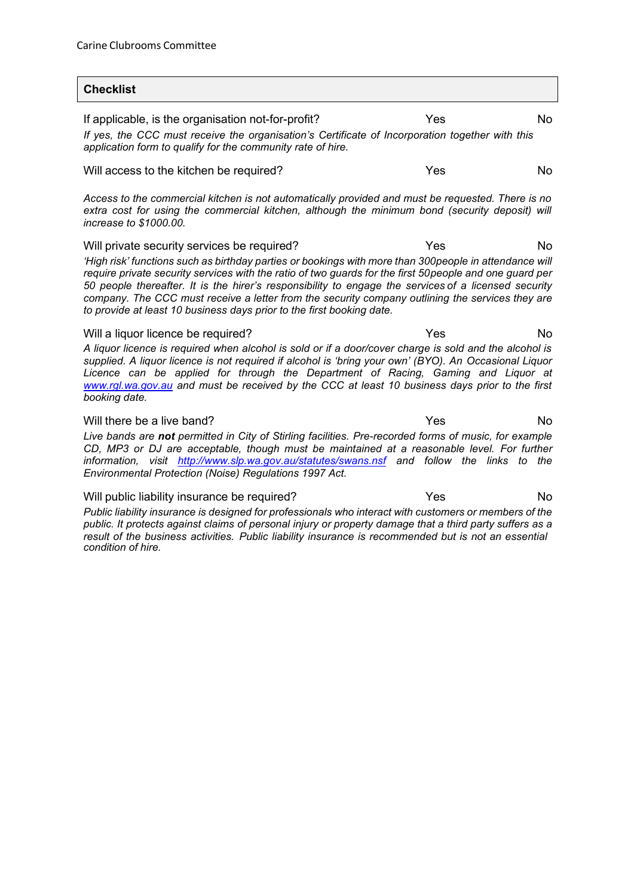## Checklist

If applicable, is the organisation not-for-profit? Yes No

*If yes, the CCC must receive the organisation's Certificate of Incorporation together with this application form to qualify for the community rate of hire.*

Will access to the kitchen be required? Yes No

*Access to the commercial kitchen is not automatically provided and must be requested. There is no extra cost for using the commercial kitchen, although the minimum bond (security deposit) will increase to $1000.00.*

Will private security services be required? Yes No

*'High risk' functions such as birthday parties or bookings with more than 300people in attendance will require private security services with the ratio of two guards for the first 50people and one guard per 50 people thereafter. It is the hirer's responsibility to engage the services of a licensed security company. The CCC must receive a letter from the security company outlining the services they are to provide at least 10 business days prior to the first booking date.*

Will a liquor licence be required? Yes No

*A liquor licence is required when alcohol is sold or if a door/cover charge is sold and the alcohol is supplied. A liquor licence is not required if alcohol is 'bring your own' (BYO). An Occasional Liquor Licence can be applied for through the Department of Racing, Gaming and Liquor at [www.rgl.wa.gov.au](www.rgl.wa.gov.au) and must be received by the CCC at least 10 business days prior to the first booking date.*

Will there be a live band? Yes No

*Live bands are **not** permitted in City of Stirling facilities. Pre-recorded forms of music, for example CD, MP3 or DJ are acceptable, though must be maintained at a reasonable level. For further information, visit [http://www.slp.wa.gov.au/statutes/swans.nsf](http://www.slp.wa.gov.au/statutes/swans.nsf) and follow the links to the Environmental Protection (Noise) Regulations 1997 Act.*

Will public liability insurance be required? Yes No

*Public liability insurance is designed for professionals who interact with customers or members of the public. It protects against claims of personal injury or property damage that a third party suffers as a result of the business activities. Public liability insurance is recommended but is not an essential condition of hire.*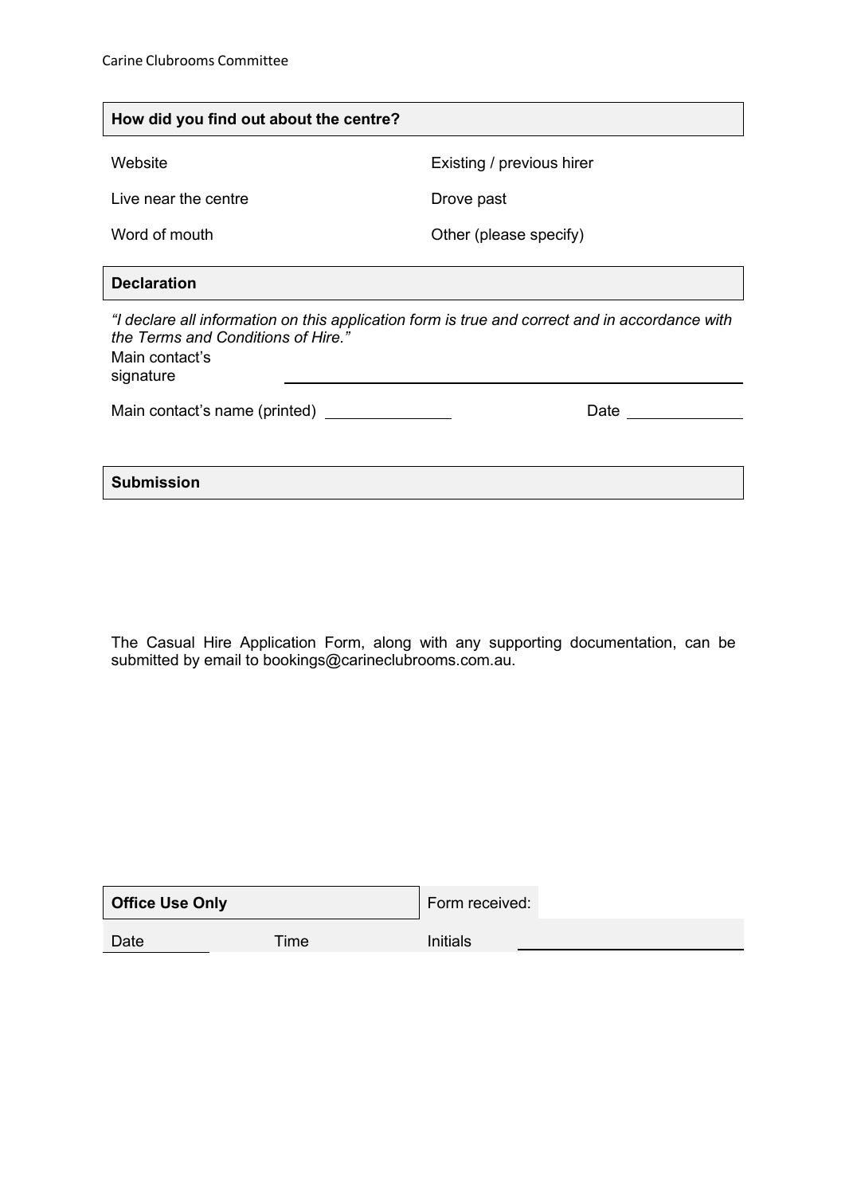## How did you find out about the centre?

| | |
|---|---|
| Website | Existing / previous hirer |
| Live near the centre | Drove past |
| Word of mouth | Other (please specify) |

## Declaration

*"I declare all information on this application form is true and correct and in accordance with the Terms and Conditions of Hire."*

Main contact's signature ______________________________

Main contact's name (printed) ______________ Date ____________

## Submission

The Casual Hire Application Form, along with any supporting documentation, can be submitted by email to bookings@carineclubrooms.com.au.

| **Office Use Only** | | Form received: | |
|---|---|---|---|
| Date | Time | Initials | |